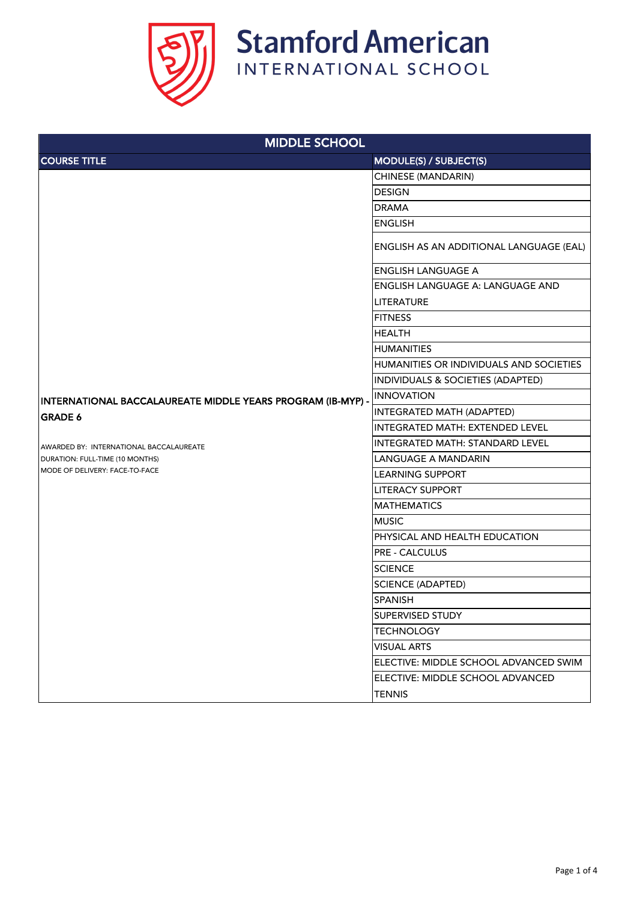# Stamford American INTERNATIONAL SCHOOL

| MIDDLE SCHOOL | |
|---|---|
| **COURSE TITLE** | **MODULE(S) / SUBJECT(S)** |
| **INTERNATIONAL BACCALAUREATE MIDDLE YEARS PROGRAM (IB-MYP) - GRADE 6**<br><br>AWARDED BY: INTERNATIONAL BACCALAUREATE<br>DURATION: FULL-TIME (10 MONTHS)<br>MODE OF DELIVERY: FACE-TO-FACE | CHINESE (MANDARIN) |
| | DESIGN |
| | DRAMA |
| | ENGLISH |
| | ENGLISH AS AN ADDITIONAL LANGUAGE (EAL) |
| | ENGLISH LANGUAGE A |
| | ENGLISH LANGUAGE A: LANGUAGE AND LITERATURE |
| | FITNESS |
| | HEALTH |
| | HUMANITIES |
| | HUMANITIES OR INDIVIDUALS AND SOCIETIES |
| | INDIVIDUALS & SOCIETIES (ADAPTED) |
| | INNOVATION |
| | INTEGRATED MATH (ADAPTED) |
| | INTEGRATED MATH: EXTENDED LEVEL |
| | INTEGRATED MATH: STANDARD LEVEL |
| | LANGUAGE A MANDARIN |
| | LEARNING SUPPORT |
| | LITERACY SUPPORT |
| | MATHEMATICS |
| | MUSIC |
| | PHYSICAL AND HEALTH EDUCATION |
| | PRE - CALCULUS |
| | SCIENCE |
| | SCIENCE (ADAPTED) |
| | SPANISH |
| | SUPERVISED STUDY |
| | TECHNOLOGY |
| | VISUAL ARTS |
| | ELECTIVE: MIDDLE SCHOOL ADVANCED SWIM |
| | ELECTIVE: MIDDLE SCHOOL ADVANCED TENNIS |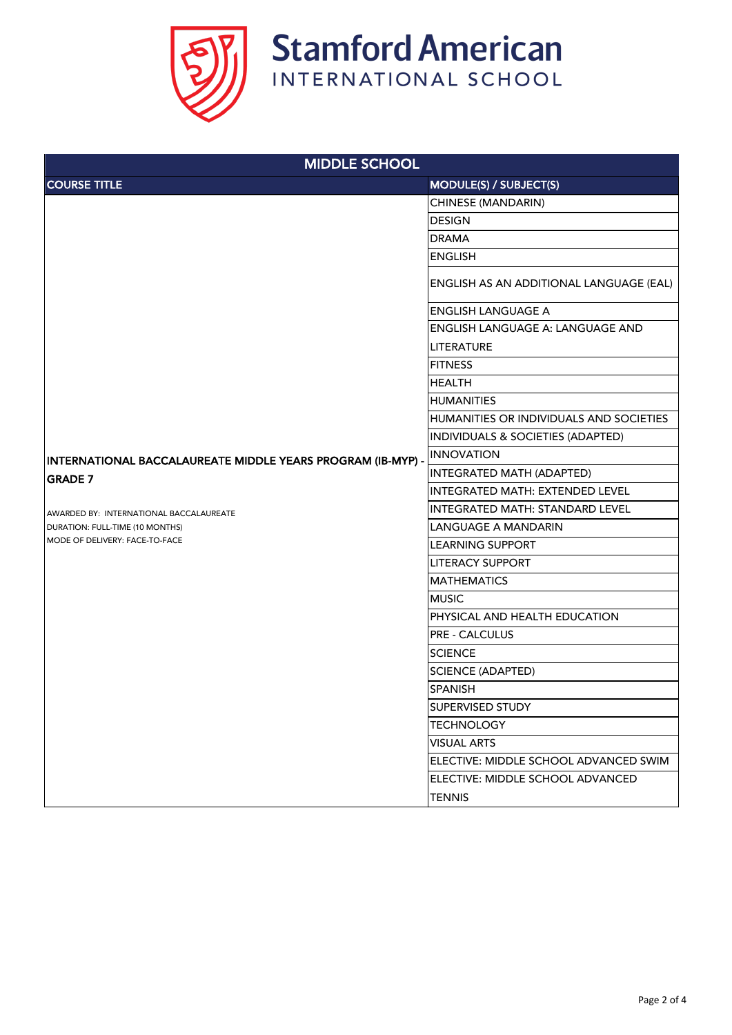# Stamford American INTERNATIONAL SCHOOL

| MIDDLE SCHOOL | |
|---|---|
| **COURSE TITLE** | **MODULE(S) / SUBJECT(S)** |
| **INTERNATIONAL BACCALAUREATE MIDDLE YEARS PROGRAM (IB-MYP) - GRADE 7**<br><br>AWARDED BY: INTERNATIONAL BACCALAUREATE<br>DURATION: FULL-TIME (10 MONTHS)<br>MODE OF DELIVERY: FACE-TO-FACE | CHINESE (MANDARIN) |
| | DESIGN |
| | DRAMA |
| | ENGLISH |
| | ENGLISH AS AN ADDITIONAL LANGUAGE (EAL) |
| | ENGLISH LANGUAGE A |
| | ENGLISH LANGUAGE A: LANGUAGE AND LITERATURE |
| | FITNESS |
| | HEALTH |
| | HUMANITIES |
| | HUMANITIES OR INDIVIDUALS AND SOCIETIES |
| | INDIVIDUALS & SOCIETIES (ADAPTED) |
| | INNOVATION |
| | INTEGRATED MATH (ADAPTED) |
| | INTEGRATED MATH: EXTENDED LEVEL |
| | INTEGRATED MATH: STANDARD LEVEL |
| | LANGUAGE A MANDARIN |
| | LEARNING SUPPORT |
| | LITERACY SUPPORT |
| | MATHEMATICS |
| | MUSIC |
| | PHYSICAL AND HEALTH EDUCATION |
| | PRE - CALCULUS |
| | SCIENCE |
| | SCIENCE (ADAPTED) |
| | SPANISH |
| | SUPERVISED STUDY |
| | TECHNOLOGY |
| | VISUAL ARTS |
| | ELECTIVE: MIDDLE SCHOOL ADVANCED SWIM |
| | ELECTIVE: MIDDLE SCHOOL ADVANCED TENNIS |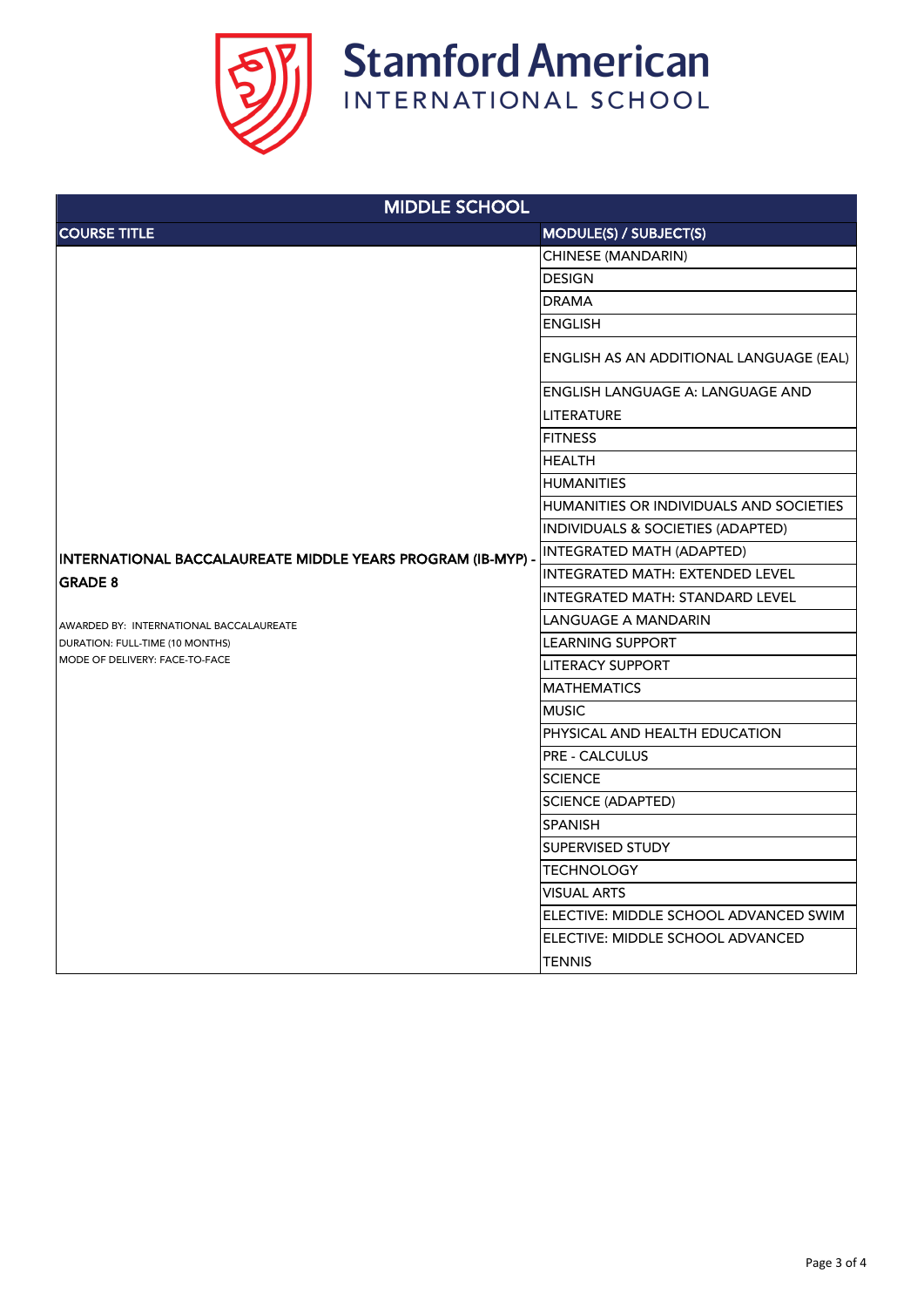# Stamford American INTERNATIONAL SCHOOL

| MIDDLE SCHOOL | |
|---|---|
| **COURSE TITLE** | **MODULE(S) / SUBJECT(S)** |
| **INTERNATIONAL BACCALAUREATE MIDDLE YEARS PROGRAM (IB-MYP) - GRADE 8**<br><br>AWARDED BY: INTERNATIONAL BACCALAUREATE<br>DURATION: FULL-TIME (10 MONTHS)<br>MODE OF DELIVERY: FACE-TO-FACE | CHINESE (MANDARIN) |
| | DESIGN |
| | DRAMA |
| | ENGLISH |
| | ENGLISH AS AN ADDITIONAL LANGUAGE (EAL) |
| | ENGLISH LANGUAGE A: LANGUAGE AND LITERATURE |
| | FITNESS |
| | HEALTH |
| | HUMANITIES |
| | HUMANITIES OR INDIVIDUALS AND SOCIETIES |
| | INDIVIDUALS & SOCIETIES (ADAPTED) |
| | INTEGRATED MATH (ADAPTED) |
| | INTEGRATED MATH: EXTENDED LEVEL |
| | INTEGRATED MATH: STANDARD LEVEL |
| | LANGUAGE A MANDARIN |
| | LEARNING SUPPORT |
| | LITERACY SUPPORT |
| | MATHEMATICS |
| | MUSIC |
| | PHYSICAL AND HEALTH EDUCATION |
| | PRE - CALCULUS |
| | SCIENCE |
| | SCIENCE (ADAPTED) |
| | SPANISH |
| | SUPERVISED STUDY |
| | TECHNOLOGY |
| | VISUAL ARTS |
| | ELECTIVE: MIDDLE SCHOOL ADVANCED SWIM |
| | ELECTIVE: MIDDLE SCHOOL ADVANCED TENNIS |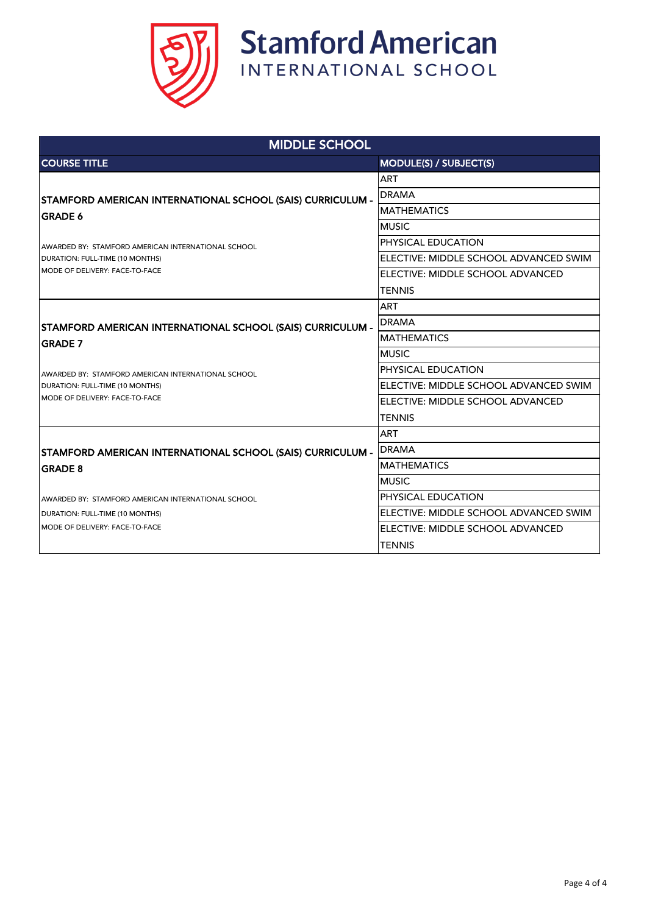| MIDDLE SCHOOL | |
|---|---|
| **COURSE TITLE** | **MODULE(S) / SUBJECT(S)** |
| **STAMFORD AMERICAN INTERNATIONAL SCHOOL (SAIS) CURRICULUM - GRADE 6**<br><br>AWARDED BY: STAMFORD AMERICAN INTERNATIONAL SCHOOL<br>DURATION: FULL-TIME (10 MONTHS)<br>MODE OF DELIVERY: FACE-TO-FACE | ART |
| | DRAMA |
| | MATHEMATICS |
| | MUSIC |
| | PHYSICAL EDUCATION |
| | ELECTIVE: MIDDLE SCHOOL ADVANCED SWIM |
| | ELECTIVE: MIDDLE SCHOOL ADVANCED TENNIS |
| **STAMFORD AMERICAN INTERNATIONAL SCHOOL (SAIS) CURRICULUM - GRADE 7**<br><br>AWARDED BY: STAMFORD AMERICAN INTERNATIONAL SCHOOL<br>DURATION: FULL-TIME (10 MONTHS)<br>MODE OF DELIVERY: FACE-TO-FACE | ART |
| | DRAMA |
| | MATHEMATICS |
| | MUSIC |
| | PHYSICAL EDUCATION |
| | ELECTIVE: MIDDLE SCHOOL ADVANCED SWIM |
| | ELECTIVE: MIDDLE SCHOOL ADVANCED TENNIS |
| **STAMFORD AMERICAN INTERNATIONAL SCHOOL (SAIS) CURRICULUM - GRADE 8**<br><br>AWARDED BY: STAMFORD AMERICAN INTERNATIONAL SCHOOL<br>DURATION: FULL-TIME (10 MONTHS)<br>MODE OF DELIVERY: FACE-TO-FACE | ART |
| | DRAMA |
| | MATHEMATICS |
| | MUSIC |
| | PHYSICAL EDUCATION |
| | ELECTIVE: MIDDLE SCHOOL ADVANCED SWIM |
| | ELECTIVE: MIDDLE SCHOOL ADVANCED TENNIS |